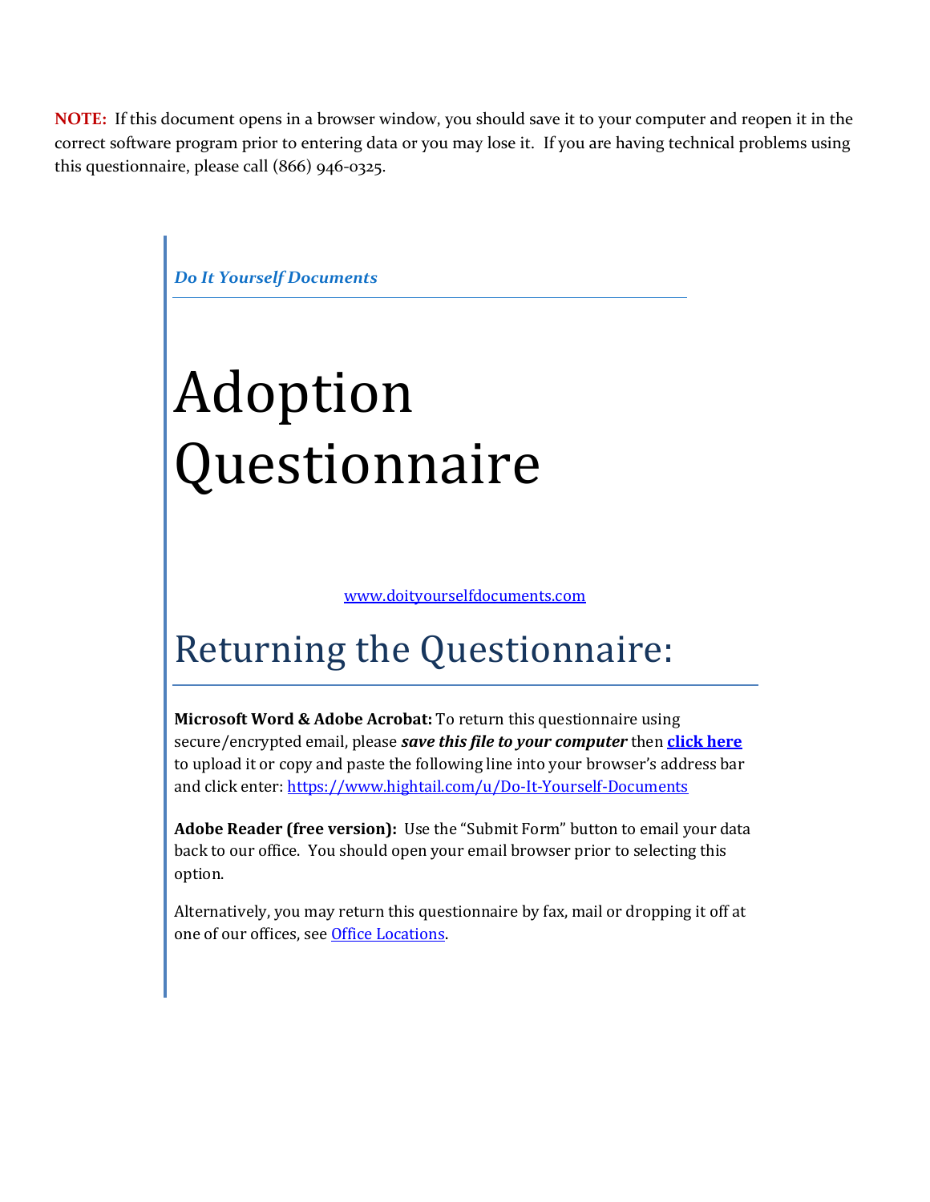**NOTE:** If this document opens in a browser window, you should save it to your computer and reopen it in the correct software program prior to entering data or you may lose it. If you are having technical problems using this questionnaire, please call (866) 946-0325.

***Do It Yourself Documents***

# Adoption Questionnaire

www.doityourselfdocuments.com

## Returning the Questionnaire:

**Microsoft Word & Adobe Acrobat:** To return this questionnaire using secure/encrypted email, please ***save this file to your computer*** then **click here** to upload it or copy and paste the following line into your browser's address bar and click enter: https://www.hightail.com/u/Do-It-Yourself-Documents

**Adobe Reader (free version):** Use the "Submit Form" button to email your data back to our office. You should open your email browser prior to selecting this option.

Alternatively, you may return this questionnaire by fax, mail or dropping it off at one of our offices, see Office Locations.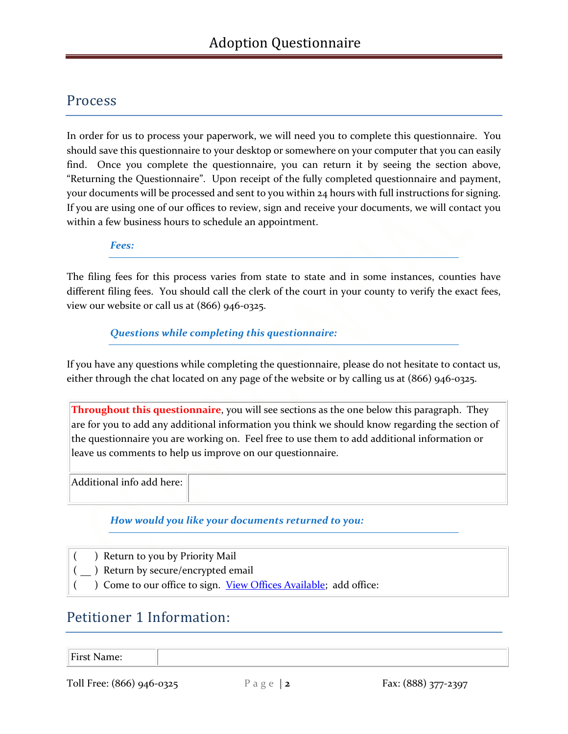## Process

In order for us to process your paperwork, we will need you to complete this questionnaire. You should save this questionnaire to your desktop or somewhere on your computer that you can easily find. Once you complete the questionnaire, you can return it by seeing the section above, "Returning the Questionnaire". Upon receipt of the fully completed questionnaire and payment, your documents will be processed and sent to you within 24 hours with full instructions for signing. If you are using one of our offices to review, sign and receive your documents, we will contact you within a few business hours to schedule an appointment.

### *Fees:*

The filing fees for this process varies from state to state and in some instances, counties have different filing fees. You should call the clerk of the court in your county to verify the exact fees, view our website or call us at (866) 946-0325.

### *Questions while completing this questionnaire:*

If you have any questions while completing the questionnaire, please do not hesitate to contact us, either through the chat located on any page of the website or by calling us at (866) 946-0325.

**Throughout this questionnaire**, you will see sections as the one below this paragraph. They are for you to add any additional information you think we should know regarding the section of the questionnaire you are working on. Feel free to use them to add additional information or leave us comments to help us improve on our questionnaire.

| Additional info add here: | |
|---|---|

### *How would you like your documents returned to you:*

( ) Return to you by Priority Mail
( __ ) Return by secure/encrypted email
( ) Come to our office to sign. View Offices Available; add office:

## Petitioner 1 Information:

| First Name: | |
|---|---|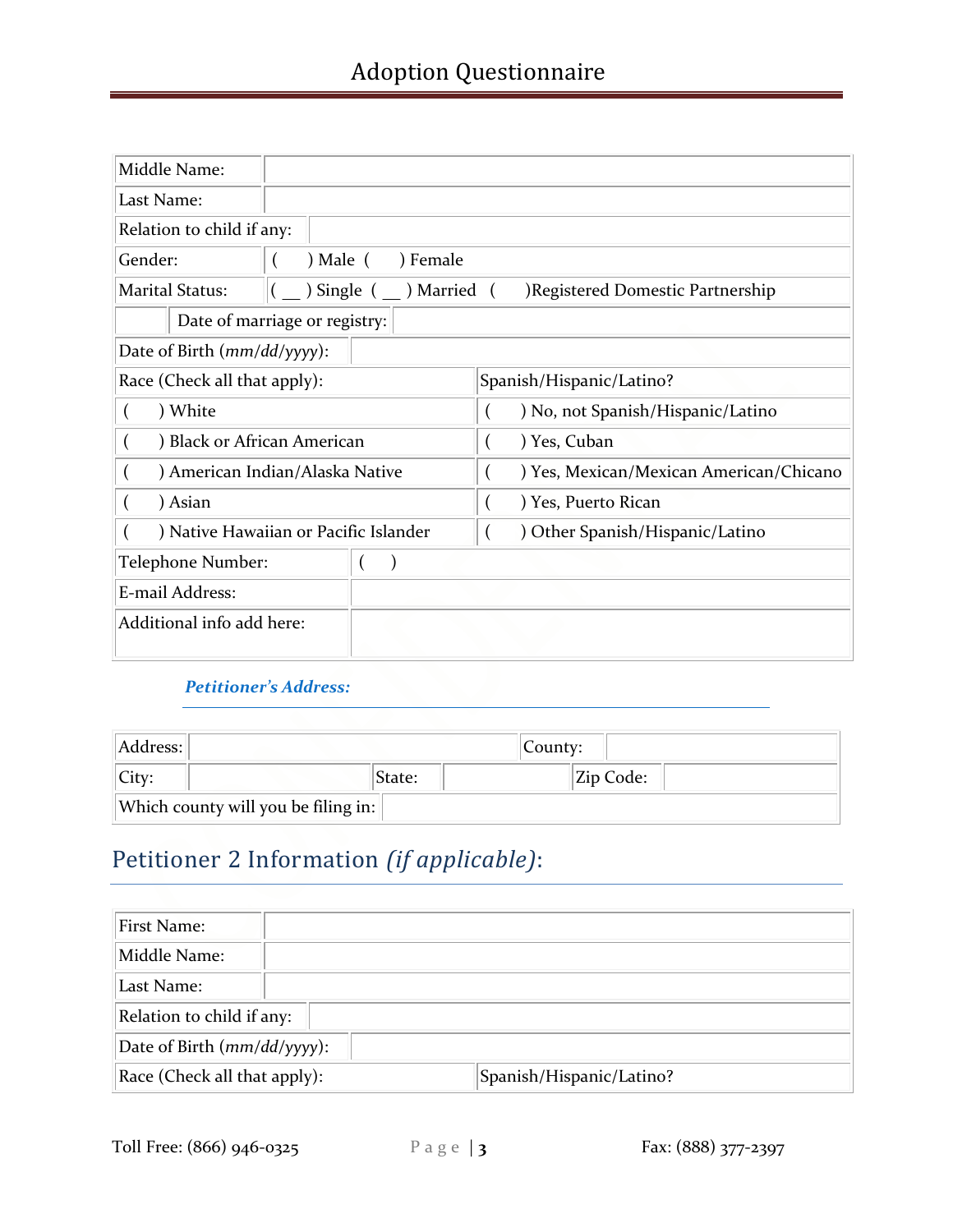| Middle Name: | |
|---|---|
| Last Name: | |
| Relation to child if any: | |
| Gender: | (    ) Male (    ) Female |
| Marital Status: | ( __ ) Single ( __ ) Married (    )Registered Domestic Partnership |
| Date of marriage or registry: | |
| Date of Birth (*mm/dd/yyyy*): | |

| Race (Check all that apply): | Spanish/Hispanic/Latino? |
|---|---|
| (    ) White | (    ) No, not Spanish/Hispanic/Latino |
| (    ) Black or African American | (    ) Yes, Cuban |
| (    ) American Indian/Alaska Native | (    ) Yes, Mexican/Mexican American/Chicano |
| (    ) Asian | (    ) Yes, Puerto Rican |
| (    ) Native Hawaiian or Pacific Islander | (    ) Other Spanish/Hispanic/Latino |

| Telephone Number: | (    ) |
|---|---|
| E-mail Address: | |
| Additional info add here: | |

***Petitioner's Address:***

| Address: | | | | County: | |
|---|---|---|---|---|---|
| City: | | State: | | Zip Code: | |
| Which county will you be filing in: | | | | | |

## Petitioner 2 Information *(if applicable)*:

| First Name: | |
|---|---|
| Middle Name: | |
| Last Name: | |
| Relation to child if any: | |
| Date of Birth (*mm/dd/yyyy*): | |
| Race (Check all that apply): | Spanish/Hispanic/Latino? |

Toll Free: (866) 946-0325 Fax: (888) 377-2397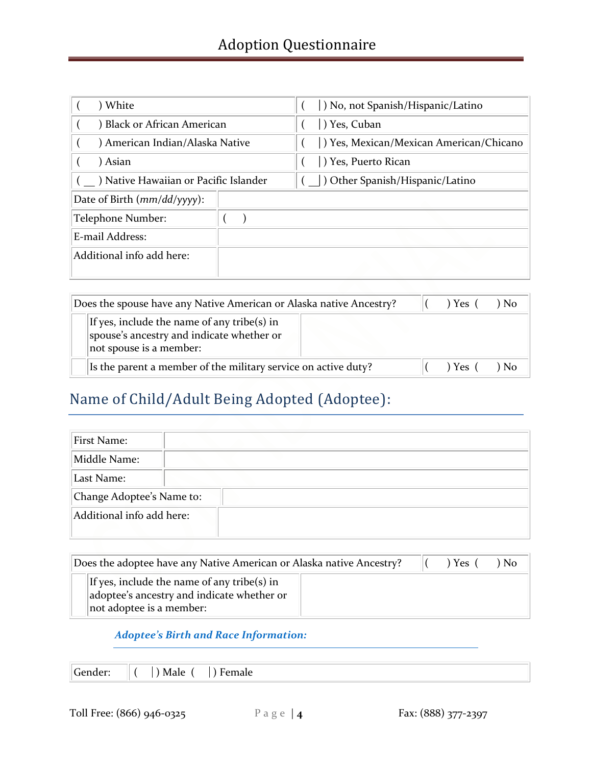| ( ) White | ( ) No, not Spanish/Hispanic/Latino |
|---|---|
| ( ) Black or African American | ( ) Yes, Cuban |
| ( ) American Indian/Alaska Native | ( ) Yes, Mexican/Mexican American/Chicano |
| ( ) Asian | ( ) Yes, Puerto Rican |
| ( __ ) Native Hawaiian or Pacific Islander | ( __ ) Other Spanish/Hispanic/Latino |
| Date of Birth (*mm/dd/yyyy*): | |
| Telephone Number: | ( ) |
| E-mail Address: | |
| Additional info add here: | |

| Does the spouse have any Native American or Alaska native Ancestry? | ( ) Yes ( ) No |
|---|---|
| If yes, include the name of any tribe(s) in spouse's ancestry and indicate whether or not spouse is a member: | |
| Is the parent a member of the military service on active duty? | ( ) Yes ( ) No |

## Name of Child/Adult Being Adopted (Adoptee):

| First Name: | |
|---|---|
| Middle Name: | |
| Last Name: | |
| Change Adoptee's Name to: | |
| Additional info add here: | |

| Does the adoptee have any Native American or Alaska native Ancestry? | ( ) Yes ( ) No |
|---|---|
| If yes, include the name of any tribe(s) in adoptee's ancestry and indicate whether or not adoptee is a member: | |

### *Adoptee's Birth and Race Information:*

| Gender: | ( ) Male ( ) Female |
|---|---|

Toll Free: (866) 946-0325 Fax: (888) 377-2397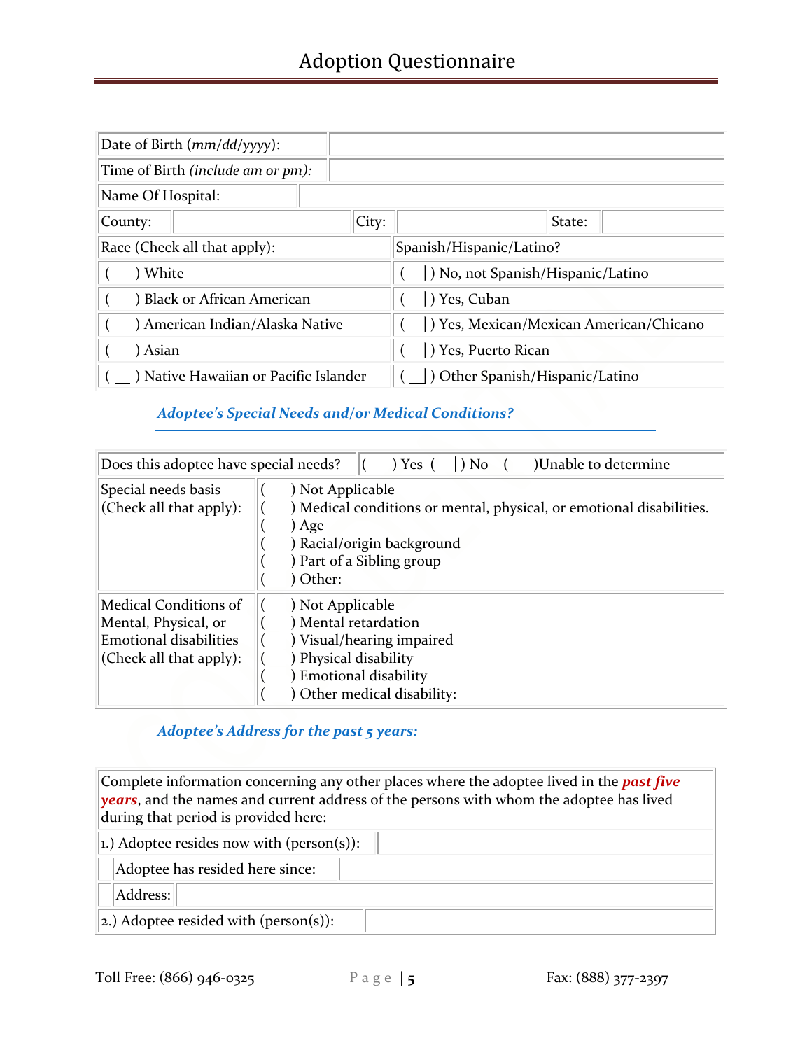# Adoption Questionnaire

| | | | | | |
|---|---|---|---|---|---|
| Date of Birth *(mm/dd/yyyy)*: | | | | | |
| Time of Birth *(include am or pm)*: | | | | | |
| Name Of Hospital: | | | | | |
| County: | | City: | | State: | |

| Race (Check all that apply): | Spanish/Hispanic/Latino? |
|---|---|
| (   ) White | (   ) No, not Spanish/Hispanic/Latino |
| (   ) Black or African American | (   ) Yes, Cuban |
| ( __ ) American Indian/Alaska Native | ( __ ) Yes, Mexican/Mexican American/Chicano |
| ( __ ) Asian | ( __ ) Yes, Puerto Rican |
| ( __ ) Native Hawaiian or Pacific Islander | ( __ ) Other Spanish/Hispanic/Latino |

## *Adoptee's Special Needs and/or Medical Conditions?*

| | |
|---|---|
| Does this adoptee have special needs? | (   ) Yes (   ) No (   )Unable to determine |
| Special needs basis (Check all that apply): | (   ) Not Applicable<br>(   ) Medical conditions or mental, physical, or emotional disabilities.<br>(   ) Age<br>(   ) Racial/origin background<br>(   ) Part of a Sibling group<br>(   ) Other: |
| Medical Conditions of Mental, Physical, or Emotional disabilities (Check all that apply): | (   ) Not Applicable<br>(   ) Mental retardation<br>(   ) Visual/hearing impaired<br>(   ) Physical disability<br>(   ) Emotional disability<br>(   ) Other medical disability: |

## *Adoptee's Address for the past 5 years:*

| | |
|---|---|
| Complete information concerning any other places where the adoptee lived in the ***past five years***, and the names and current address of the persons with whom the adoptee has lived during that period is provided here: | |
| 1.) Adoptee resides now with (person(s)): | |
| Adoptee has resided here since: | |
| Address: | |
| 2.) Adoptee resided with (person(s)): | |

Toll Free: (866) 946-0325 Fax: (888) 377-2397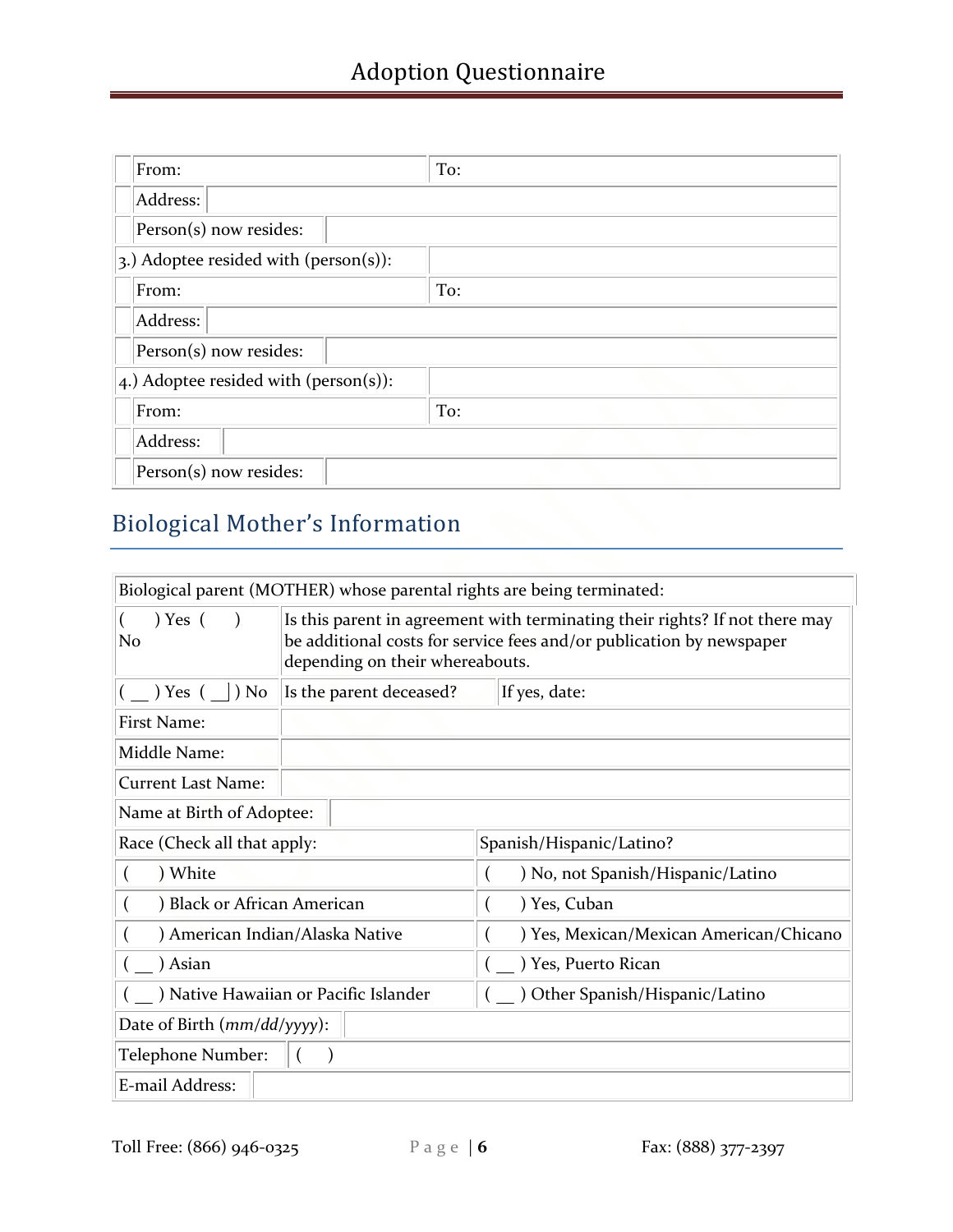| | | |
|---|---|---|
| | From: | To: |
| | Address: | |
| | Person(s) now resides: | |
| 3.) Adoptee resided with (person(s)): | | |
| | From: | To: |
| | Address: | |
| | Person(s) now resides: | |
| 4.) Adoptee resided with (person(s)): | | |
| | From: | To: |
| | Address: | |
| | Person(s) now resides: | |

## Biological Mother's Information

| Biological parent (MOTHER) whose parental rights are being terminated: | | |
|---|---|---|
| (   ) Yes (   ) No | Is this parent in agreement with terminating their rights? If not there may be additional costs for service fees and/or publication by newspaper depending on their whereabouts. | |
| ( __ ) Yes ( __ ) No | Is the parent deceased? | If yes, date: |
| First Name: | | |
| Middle Name: | | |
| Current Last Name: | | |
| Name at Birth of Adoptee: | | |
| Race (Check all that apply: | Spanish/Hispanic/Latino? | |
| (   ) White | (   ) No, not Spanish/Hispanic/Latino | |
| (   ) Black or African American | (   ) Yes, Cuban | |
| (   ) American Indian/Alaska Native | (   ) Yes, Mexican/Mexican American/Chicano | |
| ( __ ) Asian | ( __ ) Yes, Puerto Rican | |
| ( __ ) Native Hawaiian or Pacific Islander | ( __ ) Other Spanish/Hispanic/Latino | |
| Date of Birth (*mm/dd/yyyy*): | | |
| Telephone Number: | (   ) | |
| E-mail Address: | | |

Toll Free: (866) 946-0325 Fax: (888) 377-2397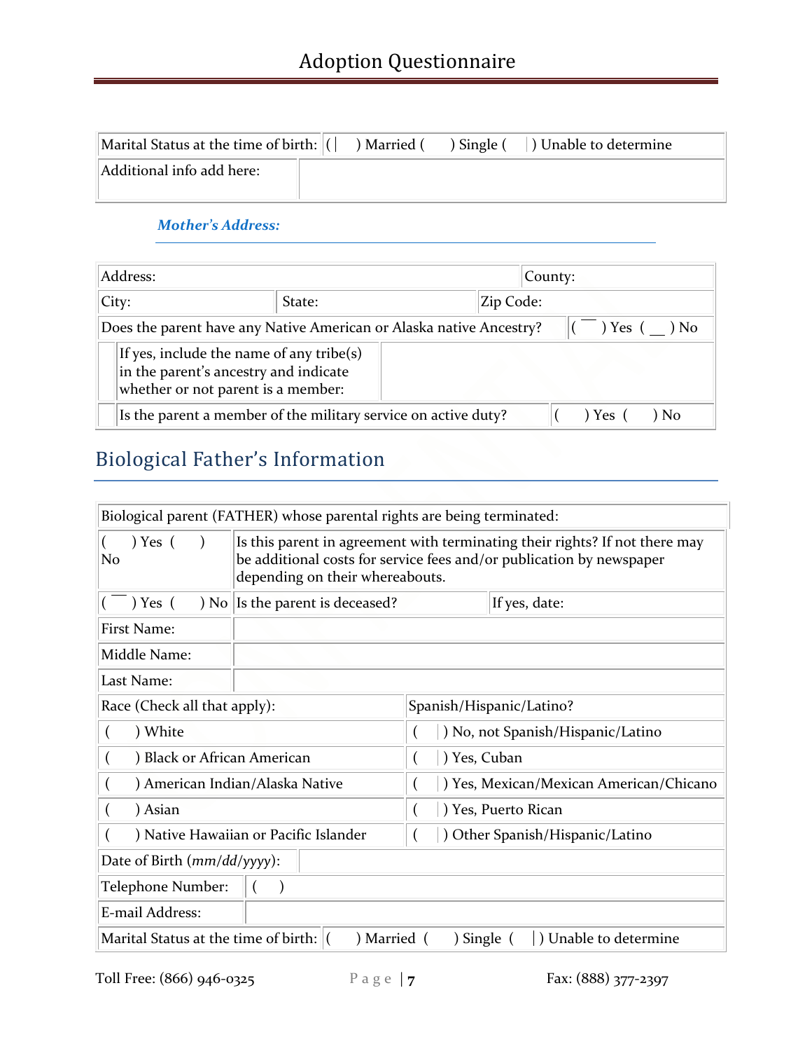| Marital Status at the time of birth: | ( ) Married ( ) Single ( ) Unable to determine |
|---|---|
| Additional info add here: | |

### *Mother's Address:*

| Address: | | County: |
|---|---|---|
| City: | State: | Zip Code: |
| Does the parent have any Native American or Alaska native Ancestry? | | ( ) Yes ( ) No |
| If yes, include the name of any tribe(s) in the parent's ancestry and indicate whether or not parent is a member: | | |
| Is the parent a member of the military service on active duty? | | ( ) Yes ( ) No |

## Biological Father's Information

| Biological parent (FATHER) whose parental rights are being terminated: | | |
|---|---|---|
| ( ) Yes ( ) No | Is this parent in agreement with terminating their rights? If not there may be additional costs for service fees and/or publication by newspaper depending on their whereabouts. | |
| ( ) Yes ( ) No | Is the parent is deceased? | If yes, date: |
| First Name: | | |
| Middle Name: | | |
| Last Name: | | |

| Race (Check all that apply): | Spanish/Hispanic/Latino? |
|---|---|
| ( ) White | ( ) No, not Spanish/Hispanic/Latino |
| ( ) Black or African American | ( ) Yes, Cuban |
| ( ) American Indian/Alaska Native | ( ) Yes, Mexican/Mexican American/Chicano |
| ( ) Asian | ( ) Yes, Puerto Rican |
| ( ) Native Hawaiian or Pacific Islander | ( ) Other Spanish/Hispanic/Latino |

| Date of Birth (*mm/dd/yyyy*): | |
|---|---|
| Telephone Number: | ( ) |
| E-mail Address: | |
| Marital Status at the time of birth: | ( ) Married ( ) Single ( ) Unable to determine |

Toll Free: (866) 946-0325 Fax: (888) 377-2397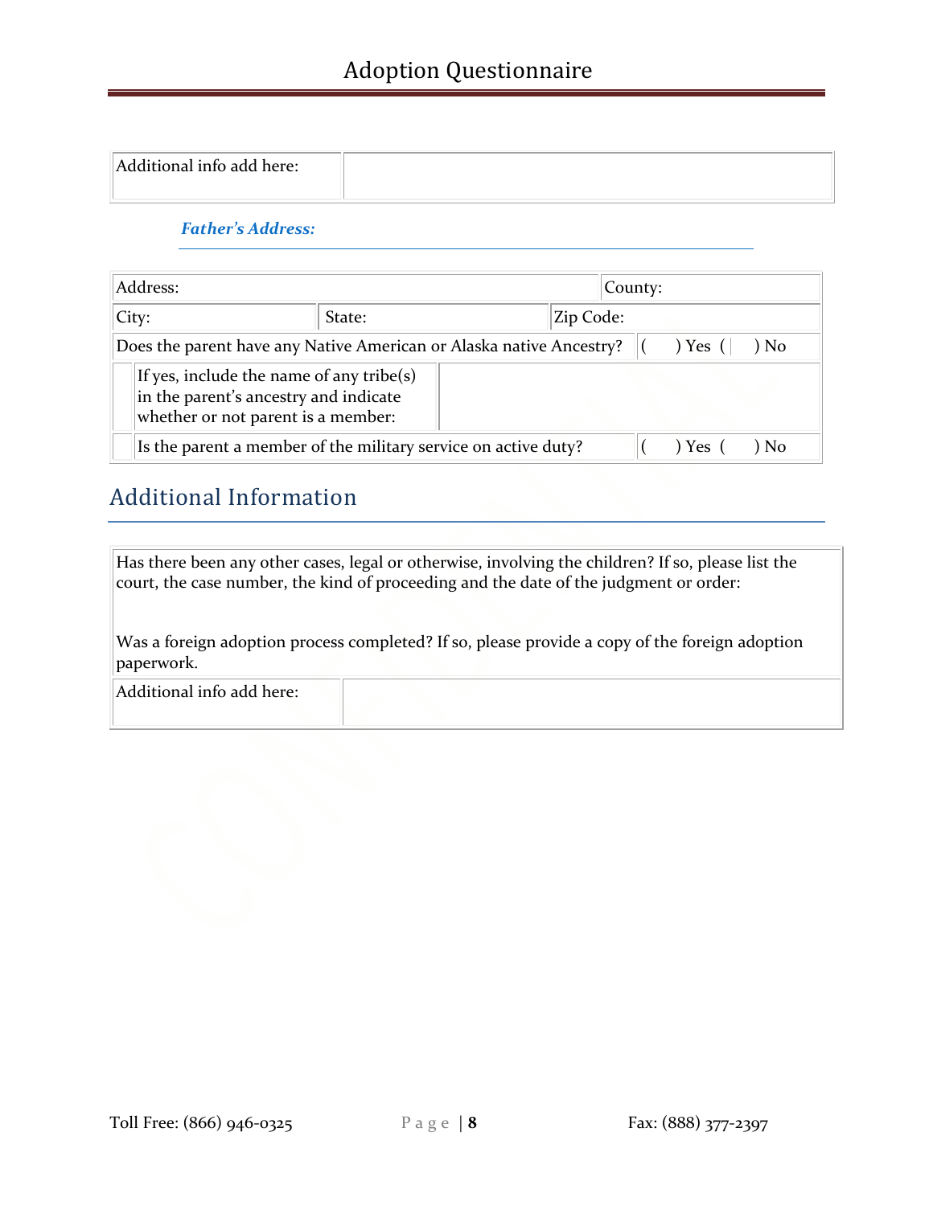| | |
|---|---|
| Additional info add here: | |

***Father's Address:***

| | | |
|---|---|---|
| Address: | | County: |
| City: | State: | Zip Code: |
| Does the parent have any Native American or Alaska native Ancestry? | | ( ) Yes ( ) No |
| If yes, include the name of any tribe(s) in the parent's ancestry and indicate whether or not parent is a member: | | |
| Is the parent a member of the military service on active duty? | | ( ) Yes ( ) No |

## Additional Information

Has there been any other cases, legal or otherwise, involving the children? If so, please list the court, the case number, the kind of proceeding and the date of the judgment or order:

Was a foreign adoption process completed? If so, please provide a copy of the foreign adoption paperwork.

| | |
|---|---|
| Additional info add here: | |

Toll Free: (866) 946-0325

Fax: (888) 377-2397